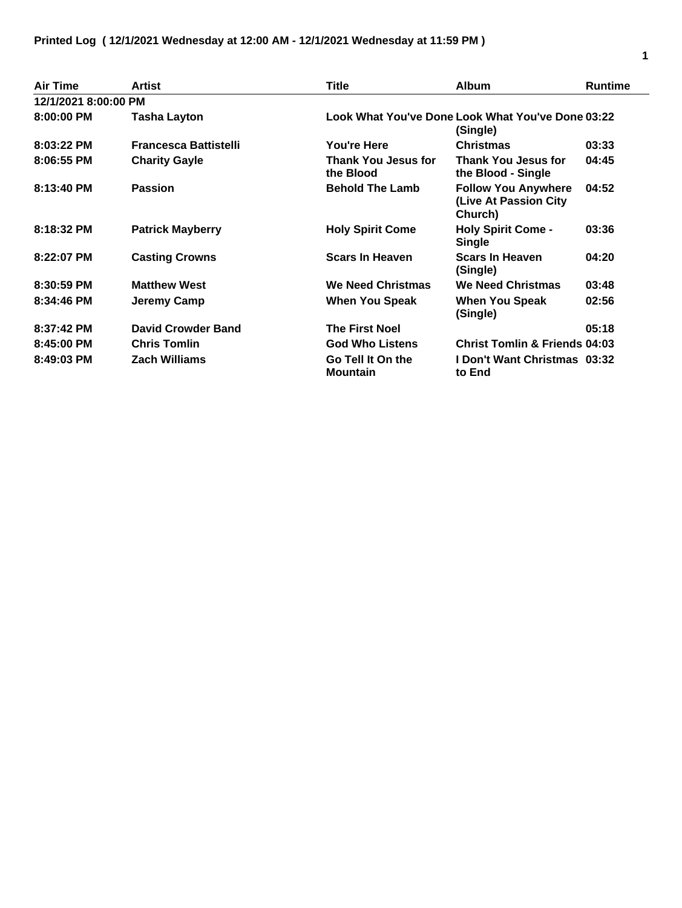**Printed Log ( 12/1/2021 Wednesday at 12:00 AM - 12/1/2021 Wednesday at 11:59 PM )**

| Air Time | Artist | Title | Album | Runtime |
|---|---|---|---|---|
| 12/1/2021 8:00:00 PM | | | | |
| 8:00:00 PM | Tasha Layton | Look What You've Done | Look What You've Done (Single) | 03:22 |
| 8:03:22 PM | Francesca Battistelli | You're Here | Christmas | 03:33 |
| 8:06:55 PM | Charity Gayle | Thank You Jesus for the Blood | Thank You Jesus for the Blood - Single | 04:45 |
| 8:13:40 PM | Passion | Behold The Lamb | Follow You Anywhere (Live At Passion City Church) | 04:52 |
| 8:18:32 PM | Patrick Mayberry | Holy Spirit Come | Holy Spirit Come - Single | 03:36 |
| 8:22:07 PM | Casting Crowns | Scars In Heaven | Scars In Heaven (Single) | 04:20 |
| 8:30:59 PM | Matthew West | We Need Christmas | We Need Christmas | 03:48 |
| 8:34:46 PM | Jeremy Camp | When You Speak | When You Speak (Single) | 02:56 |
| 8:37:42 PM | David Crowder Band | The First Noel | | 05:18 |
| 8:45:00 PM | Chris Tomlin | God Who Listens | Christ Tomlin & Friends | 04:03 |
| 8:49:03 PM | Zach Williams | Go Tell It On the Mountain | I Don't Want Christmas to End | 03:32 |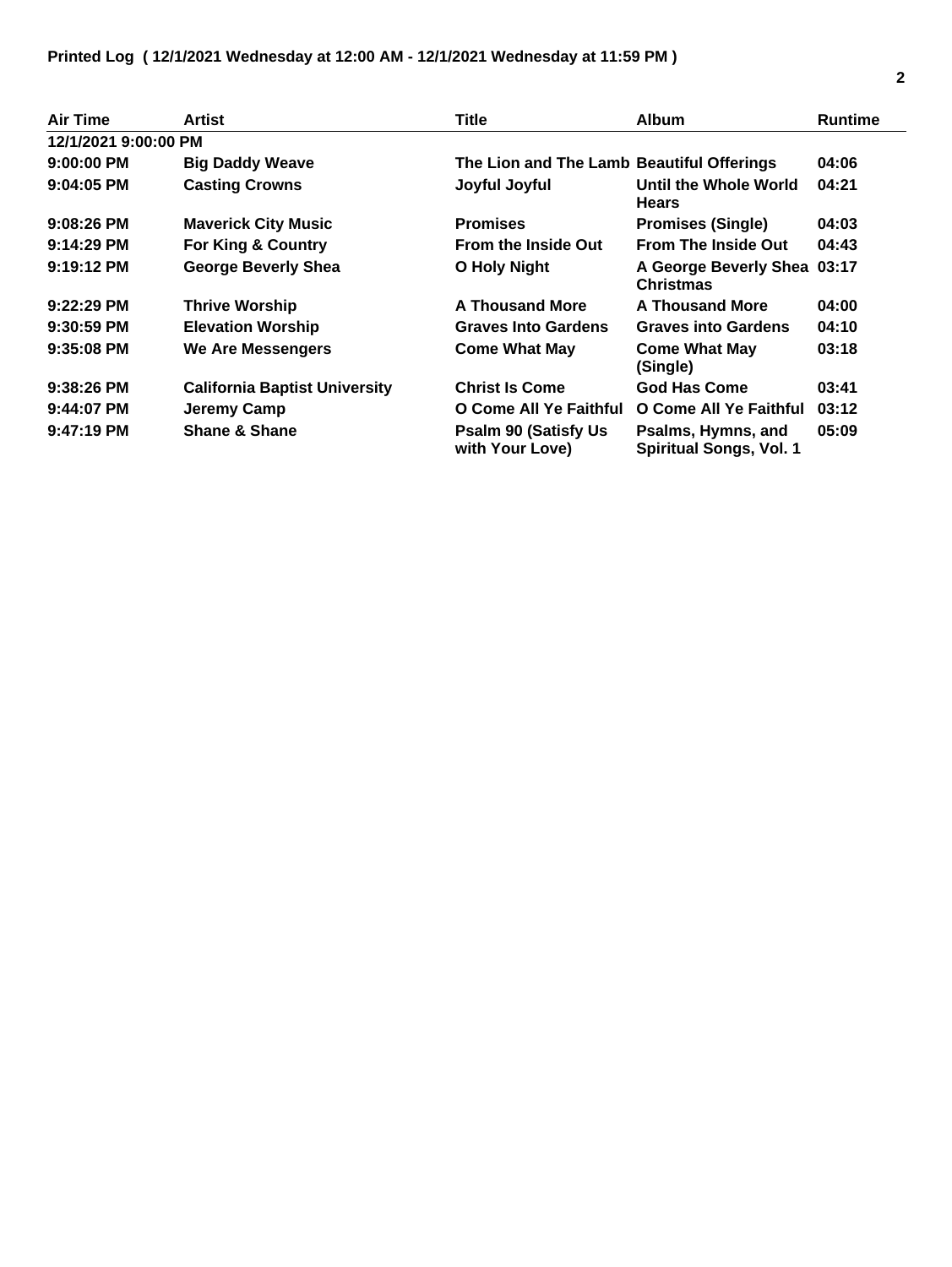**Printed Log ( 12/1/2021 Wednesday at 12:00 AM - 12/1/2021 Wednesday at 11:59 PM )**

| Air Time | Artist | Title | Album | Runtime |
|---|---|---|---|---|
| 12/1/2021 9:00:00 PM | | | | |
| 9:00:00 PM | Big Daddy Weave | The Lion and The Lamb | Beautiful Offerings | 04:06 |
| 9:04:05 PM | Casting Crowns | Joyful Joyful | Until the Whole World Hears | 04:21 |
| 9:08:26 PM | Maverick City Music | Promises | Promises (Single) | 04:03 |
| 9:14:29 PM | For King & Country | From the Inside Out | From The Inside Out | 04:43 |
| 9:19:12 PM | George Beverly Shea | O Holy Night | A George Beverly Shea Christmas | 03:17 |
| 9:22:29 PM | Thrive Worship | A Thousand More | A Thousand More | 04:00 |
| 9:30:59 PM | Elevation Worship | Graves Into Gardens | Graves into Gardens | 04:10 |
| 9:35:08 PM | We Are Messengers | Come What May | Come What May (Single) | 03:18 |
| 9:38:26 PM | California Baptist University | Christ Is Come | God Has Come | 03:41 |
| 9:44:07 PM | Jeremy Camp | O Come All Ye Faithful | O Come All Ye Faithful | 03:12 |
| 9:47:19 PM | Shane & Shane | Psalm 90 (Satisfy Us with Your Love) | Psalms, Hymns, and Spiritual Songs, Vol. 1 | 05:09 |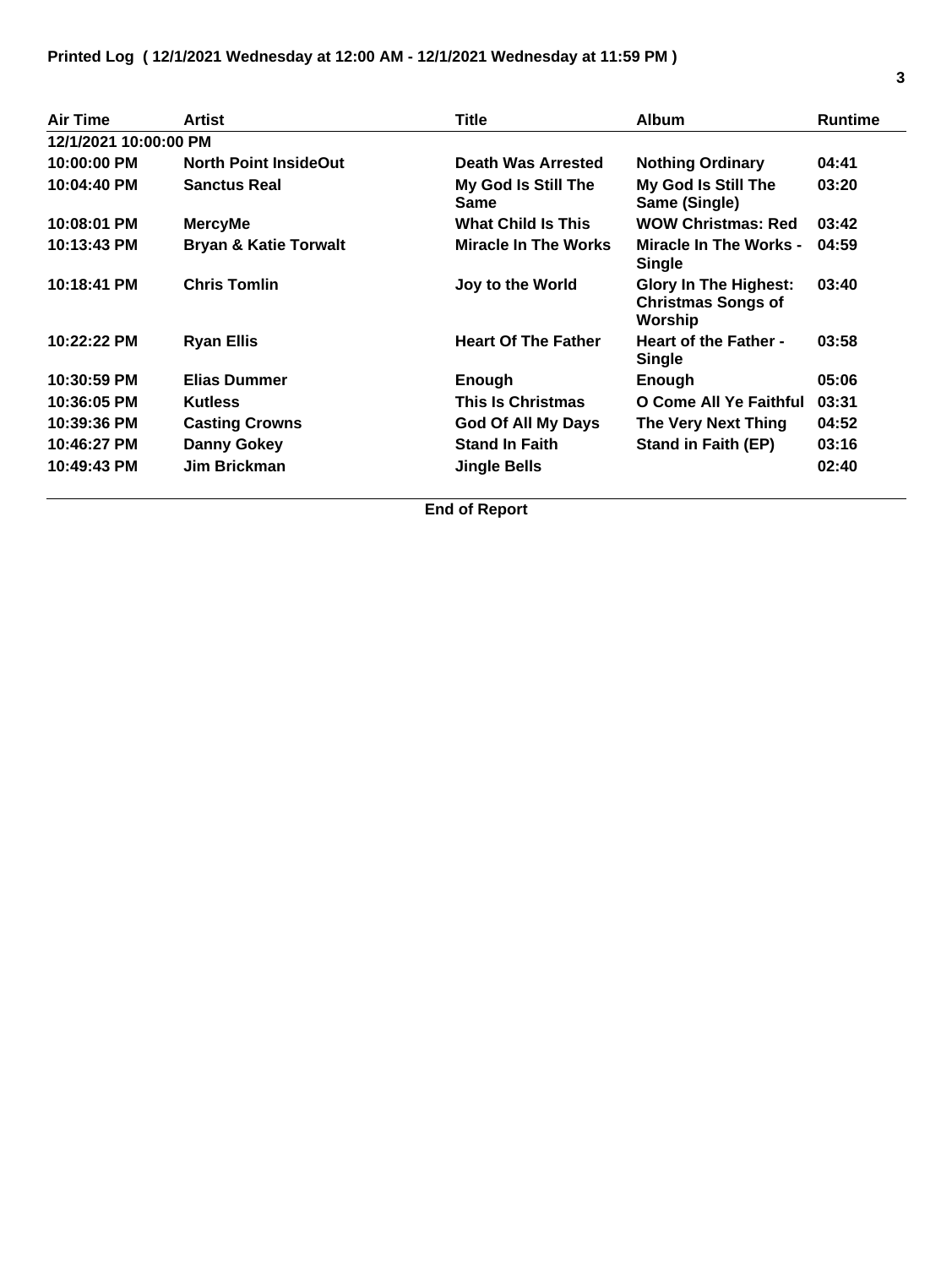| Air Time | Artist | Title | Album | Runtime |
|---|---|---|---|---|
| 12/1/2021 10:00:00 PM | | | | |
| 10:00:00 PM | North Point InsideOut | Death Was Arrested | Nothing Ordinary | 04:41 |
| 10:04:40 PM | Sanctus Real | My God Is Still The Same | My God Is Still The Same (Single) | 03:20 |
| 10:08:01 PM | MercyMe | What Child Is This | WOW Christmas: Red | 03:42 |
| 10:13:43 PM | Bryan & Katie Torwalt | Miracle In The Works | Miracle In The Works - Single | 04:59 |
| 10:18:41 PM | Chris Tomlin | Joy to the World | Glory In The Highest: Christmas Songs of Worship | 03:40 |
| 10:22:22 PM | Ryan Ellis | Heart Of The Father | Heart of the Father - Single | 03:58 |
| 10:30:59 PM | Elias Dummer | Enough | Enough | 05:06 |
| 10:36:05 PM | Kutless | This Is Christmas | O Come All Ye Faithful | 03:31 |
| 10:39:36 PM | Casting Crowns | God Of All My Days | The Very Next Thing | 04:52 |
| 10:46:27 PM | Danny Gokey | Stand In Faith | Stand in Faith (EP) | 03:16 |
| 10:49:43 PM | Jim Brickman | Jingle Bells | | 02:40 |

**End of Report**